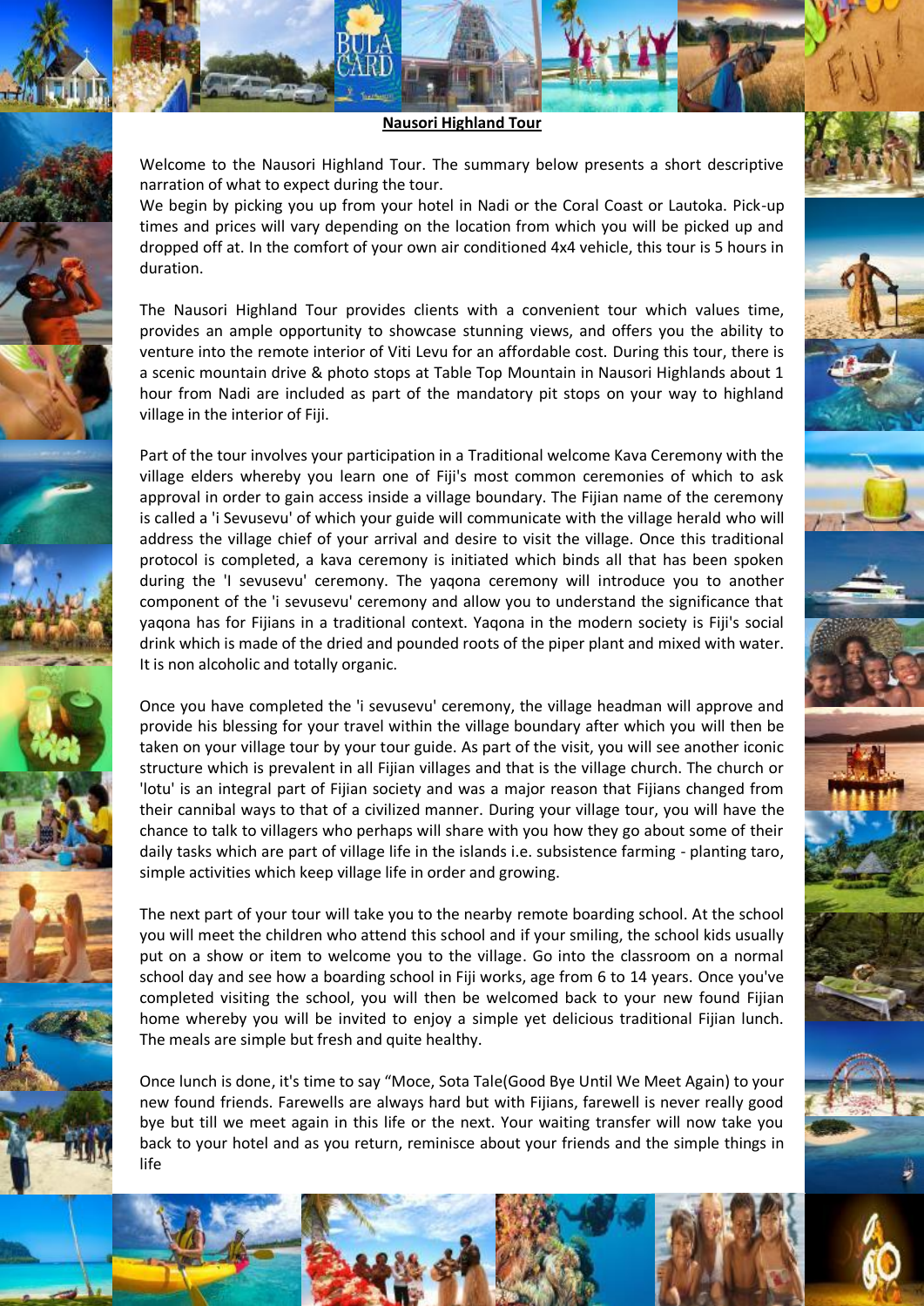# Nausori Highland Tour

Welcome to the Nausori Highland Tour. The summary below presents a short descriptive narration of what to expect during the tour.

We begin by picking you up from your hotel in Nadi or the Coral Coast or Lautoka. Pick-up times and prices will vary depending on the location from which you will be picked up and dropped off at. In the comfort of your own air conditioned 4x4 vehicle, this tour is 5 hours in duration.

The Nausori Highland Tour provides clients with a convenient tour which values time, provides an ample opportunity to showcase stunning views, and offers you the ability to venture into the remote interior of Viti Levu for an affordable cost. During this tour, there is a scenic mountain drive & photo stops at Table Top Mountain in Nausori Highlands about 1 hour from Nadi are included as part of the mandatory pit stops on your way to highland village in the interior of Fiji.

Part of the tour involves your participation in a Traditional welcome Kava Ceremony with the village elders whereby you learn one of Fiji's most common ceremonies of which to ask approval in order to gain access inside a village boundary. The Fijian name of the ceremony is called a 'i Sevusevu' of which your guide will communicate with the village herald who will address the village chief of your arrival and desire to visit the village. Once this traditional protocol is completed, a kava ceremony is initiated which binds all that has been spoken during the 'I sevusevu' ceremony. The yaqona ceremony will introduce you to another component of the 'i sevusevu' ceremony and allow you to understand the significance that yaqona has for Fijians in a traditional context. Yaqona in the modern society is Fiji's social drink which is made of the dried and pounded roots of the piper plant and mixed with water. It is non alcoholic and totally organic.

Once you have completed the 'i sevusevu' ceremony, the village headman will approve and provide his blessing for your travel within the village boundary after which you will then be taken on your village tour by your tour guide. As part of the visit, you will see another iconic structure which is prevalent in all Fijian villages and that is the village church. The church or 'lotu' is an integral part of Fijian society and was a major reason that Fijians changed from their cannibal ways to that of a civilized manner. During your village tour, you will have the chance to talk to villagers who perhaps will share with you how they go about some of their daily tasks which are part of village life in the islands i.e. subsistence farming - planting taro, simple activities which keep village life in order and growing.

The next part of your tour will take you to the nearby remote boarding school. At the school you will meet the children who attend this school and if your smiling, the school kids usually put on a show or item to welcome you to the village. Go into the classroom on a normal school day and see how a boarding school in Fiji works, age from 6 to 14 years. Once you've completed visiting the school, you will then be welcomed back to your new found Fijian home whereby you will be invited to enjoy a simple yet delicious traditional Fijian lunch. The meals are simple but fresh and quite healthy.

Once lunch is done, it's time to say "Moce, Sota Tale(Good Bye Until We Meet Again) to your new found friends. Farewells are always hard but with Fijians, farewell is never really good bye but till we meet again in this life or the next. Your waiting transfer will now take you back to your hotel and as you return, reminisce about your friends and the simple things in life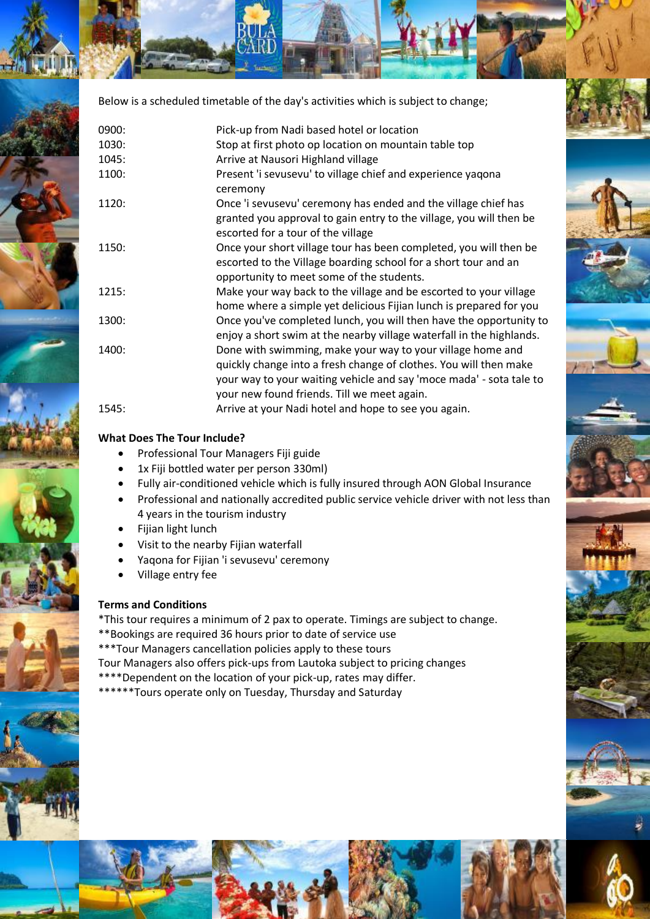Below is a scheduled timetable of the day's activities which is subject to change;

| | |
|---|---|
| 0900: | Pick-up from Nadi based hotel or location |
| 1030: | Stop at first photo op location on mountain table top |
| 1045: | Arrive at Nausori Highland village |
| 1100: | Present 'i sevusevu' to village chief and experience yaqona ceremony |
| 1120: | Once 'i sevusevu' ceremony has ended and the village chief has granted you approval to gain entry to the village, you will then be escorted for a tour of the village |
| 1150: | Once your short village tour has been completed, you will then be escorted to the Village boarding school for a short tour and an opportunity to meet some of the students. |
| 1215: | Make your way back to the village and be escorted to your village home where a simple yet delicious Fijian lunch is prepared for you |
| 1300: | Once you've completed lunch, you will then have the opportunity to enjoy a short swim at the nearby village waterfall in the highlands. |
| 1400: | Done with swimming, make your way to your village home and quickly change into a fresh change of clothes. You will then make your way to your waiting vehicle and say 'moce mada' - sota tale to your new found friends. Till we meet again. |
| 1545: | Arrive at your Nadi hotel and hope to see you again. |

**What Does The Tour Include?**

- Professional Tour Managers Fiji guide
- 1x Fiji bottled water per person 330ml)
- Fully air-conditioned vehicle which is fully insured through AON Global Insurance
- Professional and nationally accredited public service vehicle driver with not less than 4 years in the tourism industry
- Fijian light lunch
- Visit to the nearby Fijian waterfall
- Yaqona for Fijian 'i sevusevu' ceremony
- Village entry fee

**Terms and Conditions**

*This tour requires a minimum of 2 pax to operate. Timings are subject to change.
**Bookings are required 36 hours prior to date of service use
***Tour Managers cancellation policies apply to these tours
Tour Managers also offers pick-ups from Lautoka subject to pricing changes
****Dependent on the location of your pick-up, rates may differ.
******Tours operate only on Tuesday, Thursday and Saturday